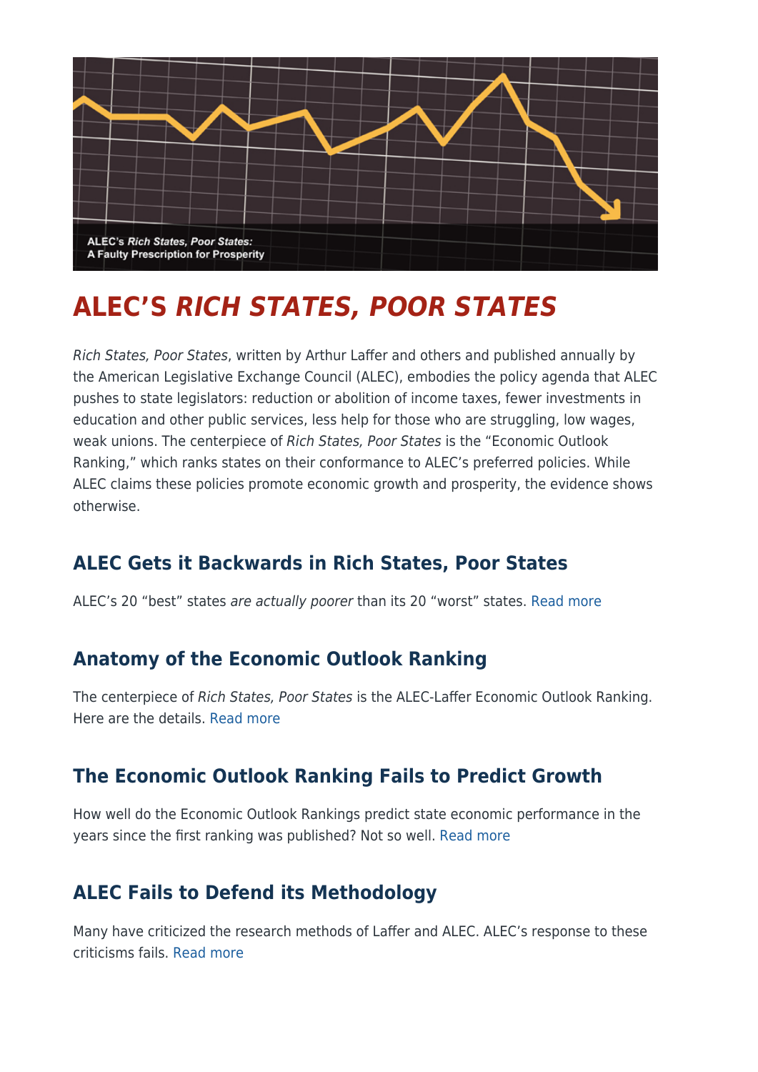ALEC's *Rich States, Poor States:*
A Faulty Prescription for Prosperity

# ALEC'S *RICH STATES, POOR STATES*

*Rich States, Poor States*, written by Arthur Laffer and others and published annually by the American Legislative Exchange Council (ALEC), embodies the policy agenda that ALEC pushes to state legislators: reduction or abolition of income taxes, fewer investments in education and other public services, less help for those who are struggling, low wages, weak unions. The centerpiece of *Rich States, Poor States* is the "Economic Outlook Ranking," which ranks states on their conformance to ALEC's preferred policies. While ALEC claims these policies promote economic growth and prosperity, the evidence shows otherwise.

## ALEC Gets it Backwards in Rich States, Poor States

ALEC's 20 "best" states *are actually poorer* than its 20 "worst" states. Read more

## Anatomy of the Economic Outlook Ranking

The centerpiece of *Rich States, Poor States* is the ALEC-Laffer Economic Outlook Ranking. Here are the details. Read more

## The Economic Outlook Ranking Fails to Predict Growth

How well do the Economic Outlook Rankings predict state economic performance in the years since the first ranking was published? Not so well. Read more

## ALEC Fails to Defend its Methodology

Many have criticized the research methods of Laffer and ALEC. ALEC's response to these criticisms fails. Read more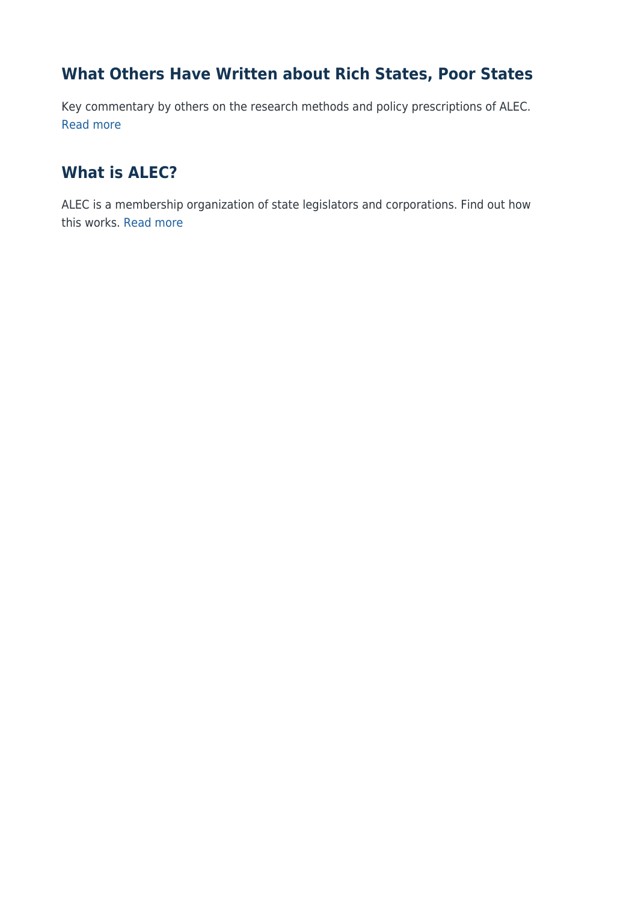## What Others Have Written about Rich States, Poor States

Key commentary by others on the research methods and policy prescriptions of ALEC. Read more

## What is ALEC?

ALEC is a membership organization of state legislators and corporations. Find out how this works. Read more